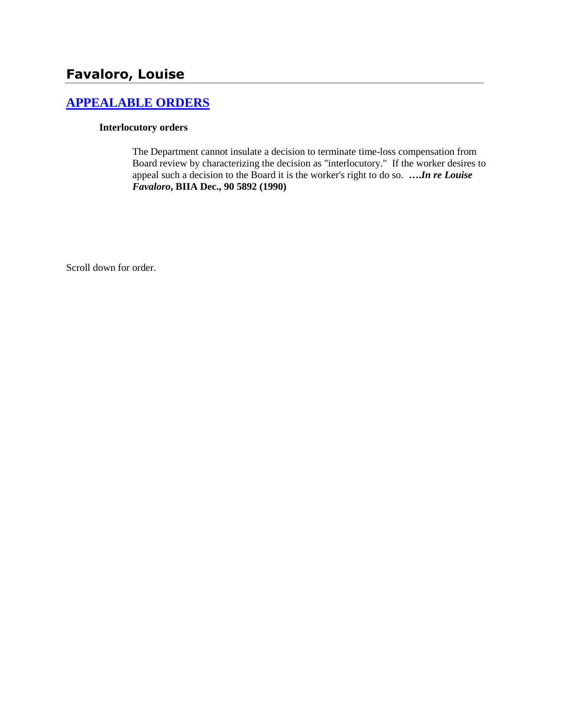## Favaloro, Louise

### APPEALABLE ORDERS

**Interlocutory orders**

The Department cannot insulate a decision to terminate time-loss compensation from Board review by characterizing the decision as "interlocutory." If the worker desires to appeal such a decision to the Board it is the worker's right to do so. ***….In re Louise Favaloro*, BIIA Dec., 90 5892 (1990)**

Scroll down for order.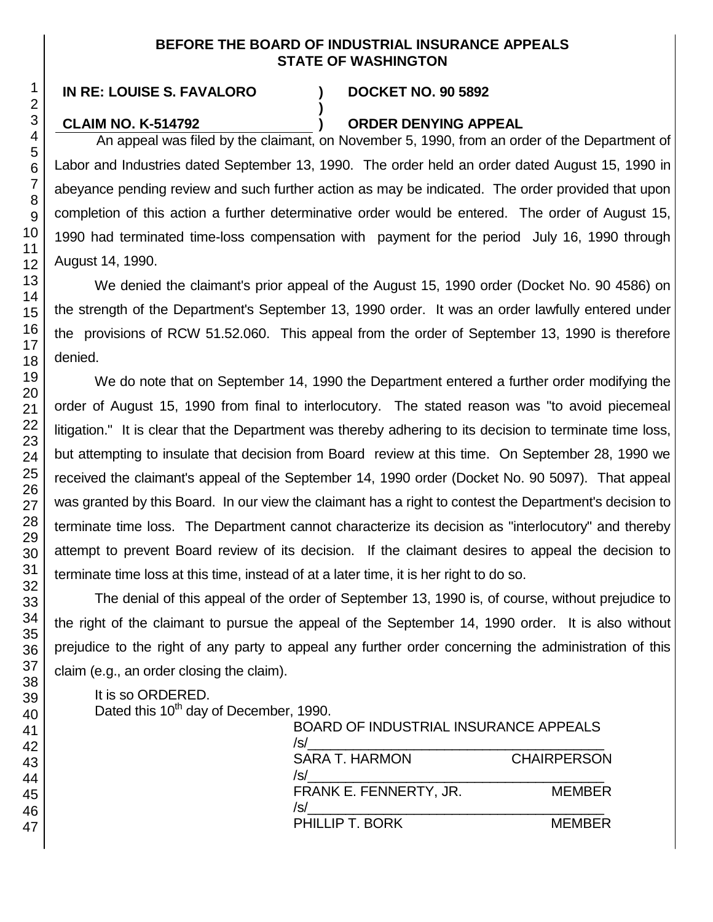**BEFORE THE BOARD OF INDUSTRIAL INSURANCE APPEALS**
**STATE OF WASHINGTON**

| | | |
|---|---|---|
| **IN RE: LOUISE S. FAVALORO** | **)** | **DOCKET NO. 90 5892** |
| | **)** | |
| **CLAIM NO. K-514792** | **)** | **ORDER DENYING APPEAL** |

An appeal was filed by the claimant, on November 5, 1990, from an order of the Department of Labor and Industries dated September 13, 1990. The order held an order dated August 15, 1990 in abeyance pending review and such further action as may be indicated. The order provided that upon completion of this action a further determinative order would be entered. The order of August 15, 1990 had terminated time-loss compensation with payment for the period July 16, 1990 through August 14, 1990.

We denied the claimant's prior appeal of the August 15, 1990 order (Docket No. 90 4586) on the strength of the Department's September 13, 1990 order. It was an order lawfully entered under the provisions of RCW 51.52.060. This appeal from the order of September 13, 1990 is therefore denied.

We do note that on September 14, 1990 the Department entered a further order modifying the order of August 15, 1990 from final to interlocutory. The stated reason was "to avoid piecemeal litigation." It is clear that the Department was thereby adhering to its decision to terminate time loss, but attempting to insulate that decision from Board review at this time. On September 28, 1990 we received the claimant's appeal of the September 14, 1990 order (Docket No. 90 5097). That appeal was granted by this Board. In our view the claimant has a right to contest the Department's decision to terminate time loss. The Department cannot characterize its decision as "interlocutory" and thereby attempt to prevent Board review of its decision. If the claimant desires to appeal the decision to terminate time loss at this time, instead of at a later time, it is her right to do so.

The denial of this appeal of the order of September 13, 1990 is, of course, without prejudice to the right of the claimant to pursue the appeal of the September 14, 1990 order. It is also without prejudice to the right of any party to appeal any further order concerning the administration of this claim (e.g., an order closing the claim).

It is so ORDERED.

Dated this 10th day of December, 1990.

BOARD OF INDUSTRIAL INSURANCE APPEALS

/s/______________________________________
SARA T. HARMON CHAIRPERSON

/s/______________________________________
FRANK E. FENNERTY, JR. MEMBER

/s/______________________________________
PHILLIP T. BORK MEMBER